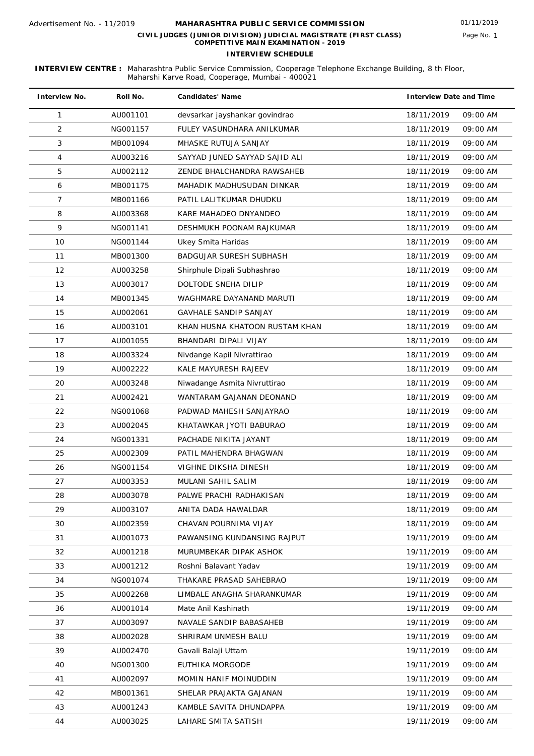Advertisement No. - 11/2019

# MAHARASHTRA PUBLIC SERVICE COMMISSION

01/11/2019

## CIVIL JUDGES (JUNIOR DIVISION) JUDICIAL MAGISTRATE (FIRST CLASS) COMPETITIVE MAIN EXAMINATION - 2019

### INTERVIEW SCHEDULE

**INTERVIEW CENTRE :** Maharashtra Public Service Commission, Cooperage Telephone Exchange Building, 8 th Floor, Maharshi Karve Road, Cooperage, Mumbai - 400021

| Interview No. | Roll No. | Candidates' Name | Interview Date and Time | |
|---|---|---|---|---|
| 1 | AU001101 | devsarkar jayshankar govindrao | 18/11/2019 | 09:00 AM |
| 2 | NG001157 | FULEY VASUNDHARA ANILKUMAR | 18/11/2019 | 09:00 AM |
| 3 | MB001094 | MHASKE RUTUJA SANJAY | 18/11/2019 | 09:00 AM |
| 4 | AU003216 | SAYYAD JUNED SAYYAD SAJID ALI | 18/11/2019 | 09:00 AM |
| 5 | AU002112 | ZENDE BHALCHANDRA RAWSAHEB | 18/11/2019 | 09:00 AM |
| 6 | MB001175 | MAHADIK MADHUSUDAN DINKAR | 18/11/2019 | 09:00 AM |
| 7 | MB001166 | PATIL LALITKUMAR DHUDKU | 18/11/2019 | 09:00 AM |
| 8 | AU003368 | KARE MAHADEO DNYANDEO | 18/11/2019 | 09:00 AM |
| 9 | NG001141 | DESHMUKH POONAM RAJKUMAR | 18/11/2019 | 09:00 AM |
| 10 | NG001144 | Ukey Smita Haridas | 18/11/2019 | 09:00 AM |
| 11 | MB001300 | BADGUJAR SURESH SUBHASH | 18/11/2019 | 09:00 AM |
| 12 | AU003258 | Shirphule Dipali Subhashrao | 18/11/2019 | 09:00 AM |
| 13 | AU003017 | DOLTODE SNEHA DILIP | 18/11/2019 | 09:00 AM |
| 14 | MB001345 | WAGHMARE DAYANAND MARUTI | 18/11/2019 | 09:00 AM |
| 15 | AU002061 | GAVHALE SANDIP SANJAY | 18/11/2019 | 09:00 AM |
| 16 | AU003101 | KHAN HUSNA KHATOON RUSTAM KHAN | 18/11/2019 | 09:00 AM |
| 17 | AU001055 | BHANDARI DIPALI VIJAY | 18/11/2019 | 09:00 AM |
| 18 | AU003324 | Nivdange Kapil Nivrattirao | 18/11/2019 | 09:00 AM |
| 19 | AU002222 | KALE MAYURESH RAJEEV | 18/11/2019 | 09:00 AM |
| 20 | AU003248 | Niwadange Asmita Nivruttirao | 18/11/2019 | 09:00 AM |
| 21 | AU002421 | WANTARAM GAJANAN DEONAND | 18/11/2019 | 09:00 AM |
| 22 | NG001068 | PADWAD MAHESH SANJAYRAO | 18/11/2019 | 09:00 AM |
| 23 | AU002045 | KHATAWKAR JYOTI BABURAO | 18/11/2019 | 09:00 AM |
| 24 | NG001331 | PACHADE NIKITA JAYANT | 18/11/2019 | 09:00 AM |
| 25 | AU002309 | PATIL MAHENDRA BHAGWAN | 18/11/2019 | 09:00 AM |
| 26 | NG001154 | VIGHNE DIKSHA DINESH | 18/11/2019 | 09:00 AM |
| 27 | AU003353 | MULANI SAHIL SALIM | 18/11/2019 | 09:00 AM |
| 28 | AU003078 | PALWE PRACHI RADHAKISAN | 18/11/2019 | 09:00 AM |
| 29 | AU003107 | ANITA DADA HAWALDAR | 18/11/2019 | 09:00 AM |
| 30 | AU002359 | CHAVAN POURNIMA VIJAY | 18/11/2019 | 09:00 AM |
| 31 | AU001073 | PAWANSING KUNDANSING RAJPUT | 19/11/2019 | 09:00 AM |
| 32 | AU001218 | MURUMBEKAR DIPAK ASHOK | 19/11/2019 | 09:00 AM |
| 33 | AU001212 | Roshni Balavant Yadav | 19/11/2019 | 09:00 AM |
| 34 | NG001074 | THAKARE PRASAD SAHEBRAO | 19/11/2019 | 09:00 AM |
| 35 | AU002268 | LIMBALE ANAGHA SHARANKUMAR | 19/11/2019 | 09:00 AM |
| 36 | AU001014 | Mate Anil Kashinath | 19/11/2019 | 09:00 AM |
| 37 | AU003097 | NAVALE SANDIP BABASAHEB | 19/11/2019 | 09:00 AM |
| 38 | AU002028 | SHRIRAM UNMESH BALU | 19/11/2019 | 09:00 AM |
| 39 | AU002470 | Gavali Balaji Uttam | 19/11/2019 | 09:00 AM |
| 40 | NG001300 | EUTHIKA MORGODE | 19/11/2019 | 09:00 AM |
| 41 | AU002097 | MOMIN HANIF MOINUDDIN | 19/11/2019 | 09:00 AM |
| 42 | MB001361 | SHELAR PRAJAKTA GAJANAN | 19/11/2019 | 09:00 AM |
| 43 | AU001243 | KAMBLE SAVITA DHUNDAPPA | 19/11/2019 | 09:00 AM |
| 44 | AU003025 | LAHARE SMITA SATISH | 19/11/2019 | 09:00 AM |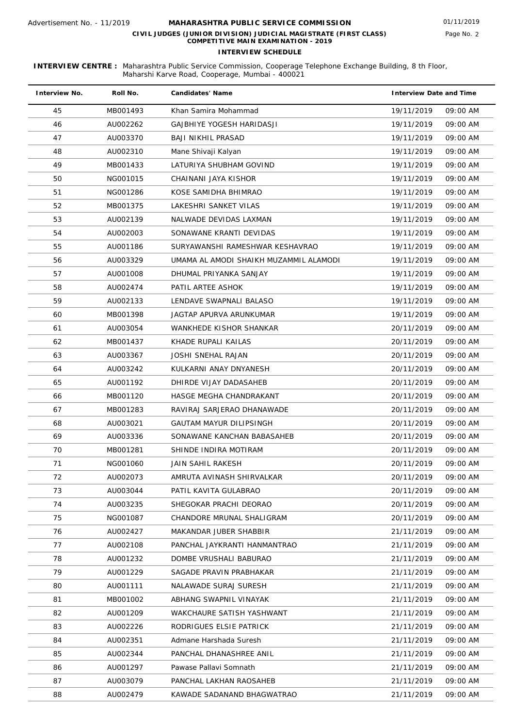Advertisement No. - 11/2019

# MAHARASHTRA PUBLIC SERVICE COMMISSION

01/11/2019

**CIVIL JUDGES (JUNIOR DIVISION) JUDICIAL MAGISTRATE (FIRST CLASS)**
**COMPETITIVE MAIN EXAMINATION - 2019**

**INTERVIEW SCHEDULE**

**INTERVIEW CENTRE :** Maharashtra Public Service Commission, Cooperage Telephone Exchange Building, 8 th Floor, Maharshi Karve Road, Cooperage, Mumbai - 400021

| Interview No. | Roll No. | Candidates' Name | Interview Date and Time | |
|---|---|---|---|---|
| 45 | MB001493 | Khan Samira Mohammad | 19/11/2019 | 09:00 AM |
| 46 | AU002262 | GAJBHIYE YOGESH HARIDASJI | 19/11/2019 | 09:00 AM |
| 47 | AU003370 | BAJI NIKHIL PRASAD | 19/11/2019 | 09:00 AM |
| 48 | AU002310 | Mane Shivaji Kalyan | 19/11/2019 | 09:00 AM |
| 49 | MB001433 | LATURIYA SHUBHAM GOVIND | 19/11/2019 | 09:00 AM |
| 50 | NG001015 | CHAINANI JAYA KISHOR | 19/11/2019 | 09:00 AM |
| 51 | NG001286 | KOSE SAMIDHA BHIMRAO | 19/11/2019 | 09:00 AM |
| 52 | MB001375 | LAKESHRI SANKET VILAS | 19/11/2019 | 09:00 AM |
| 53 | AU002139 | NALWADE DEVIDAS LAXMAN | 19/11/2019 | 09:00 AM |
| 54 | AU002003 | SONAWANE KRANTI DEVIDAS | 19/11/2019 | 09:00 AM |
| 55 | AU001186 | SURYAWANSHI RAMESHWAR KESHAVRAO | 19/11/2019 | 09:00 AM |
| 56 | AU003329 | UMAMA AL AMODI SHAIKH MUZAMMIL ALAMODI | 19/11/2019 | 09:00 AM |
| 57 | AU001008 | DHUMAL PRIYANKA SANJAY | 19/11/2019 | 09:00 AM |
| 58 | AU002474 | PATIL ARTEE ASHOK | 19/11/2019 | 09:00 AM |
| 59 | AU002133 | LENDAVE SWAPNALI BALASO | 19/11/2019 | 09:00 AM |
| 60 | MB001398 | JAGTAP APURVA ARUNKUMAR | 19/11/2019 | 09:00 AM |
| 61 | AU003054 | WANKHEDE KISHOR SHANKAR | 20/11/2019 | 09:00 AM |
| 62 | MB001437 | KHADE RUPALI KAILAS | 20/11/2019 | 09:00 AM |
| 63 | AU003367 | JOSHI SNEHAL RAJAN | 20/11/2019 | 09:00 AM |
| 64 | AU003242 | KULKARNI ANAY DNYANESH | 20/11/2019 | 09:00 AM |
| 65 | AU001192 | DHIRDE VIJAY DADASAHEB | 20/11/2019 | 09:00 AM |
| 66 | MB001120 | HASGE MEGHA CHANDRAKANT | 20/11/2019 | 09:00 AM |
| 67 | MB001283 | RAVIRAJ SARJERAO DHANAWADE | 20/11/2019 | 09:00 AM |
| 68 | AU003021 | GAUTAM MAYUR DILIPSINGH | 20/11/2019 | 09:00 AM |
| 69 | AU003336 | SONAWANE KANCHAN BABASAHEB | 20/11/2019 | 09:00 AM |
| 70 | MB001281 | SHINDE INDIRA MOTIRAM | 20/11/2019 | 09:00 AM |
| 71 | NG001060 | JAIN SAHIL RAKESH | 20/11/2019 | 09:00 AM |
| 72 | AU002073 | AMRUTA AVINASH SHIRVALKAR | 20/11/2019 | 09:00 AM |
| 73 | AU003044 | PATIL KAVITA GULABRAO | 20/11/2019 | 09:00 AM |
| 74 | AU003235 | SHEGOKAR PRACHI DEORAO | 20/11/2019 | 09:00 AM |
| 75 | NG001087 | CHANDORE MRUNAL SHALIGRAM | 20/11/2019 | 09:00 AM |
| 76 | AU002427 | MAKANDAR JUBER SHABBIR | 21/11/2019 | 09:00 AM |
| 77 | AU002108 | PANCHAL JAYKRANTI HANMANTRAO | 21/11/2019 | 09:00 AM |
| 78 | AU001232 | DOMBE VRUSHALI BABURAO | 21/11/2019 | 09:00 AM |
| 79 | AU001229 | SAGADE PRAVIN PRABHAKAR | 21/11/2019 | 09:00 AM |
| 80 | AU001111 | NALAWADE SURAJ SURESH | 21/11/2019 | 09:00 AM |
| 81 | MB001002 | ABHANG SWAPNIL VINAYAK | 21/11/2019 | 09:00 AM |
| 82 | AU001209 | WAKCHAURE SATISH YASHWANT | 21/11/2019 | 09:00 AM |
| 83 | AU002226 | RODRIGUES ELSIE PATRICK | 21/11/2019 | 09:00 AM |
| 84 | AU002351 | Admane Harshada Suresh | 21/11/2019 | 09:00 AM |
| 85 | AU002344 | PANCHAL DHANASHREE ANIL | 21/11/2019 | 09:00 AM |
| 86 | AU001297 | Pawase Pallavi Somnath | 21/11/2019 | 09:00 AM |
| 87 | AU003079 | PANCHAL LAKHAN RAOSAHEB | 21/11/2019 | 09:00 AM |
| 88 | AU002479 | KAWADE SADANAND BHAGWATRAO | 21/11/2019 | 09:00 AM |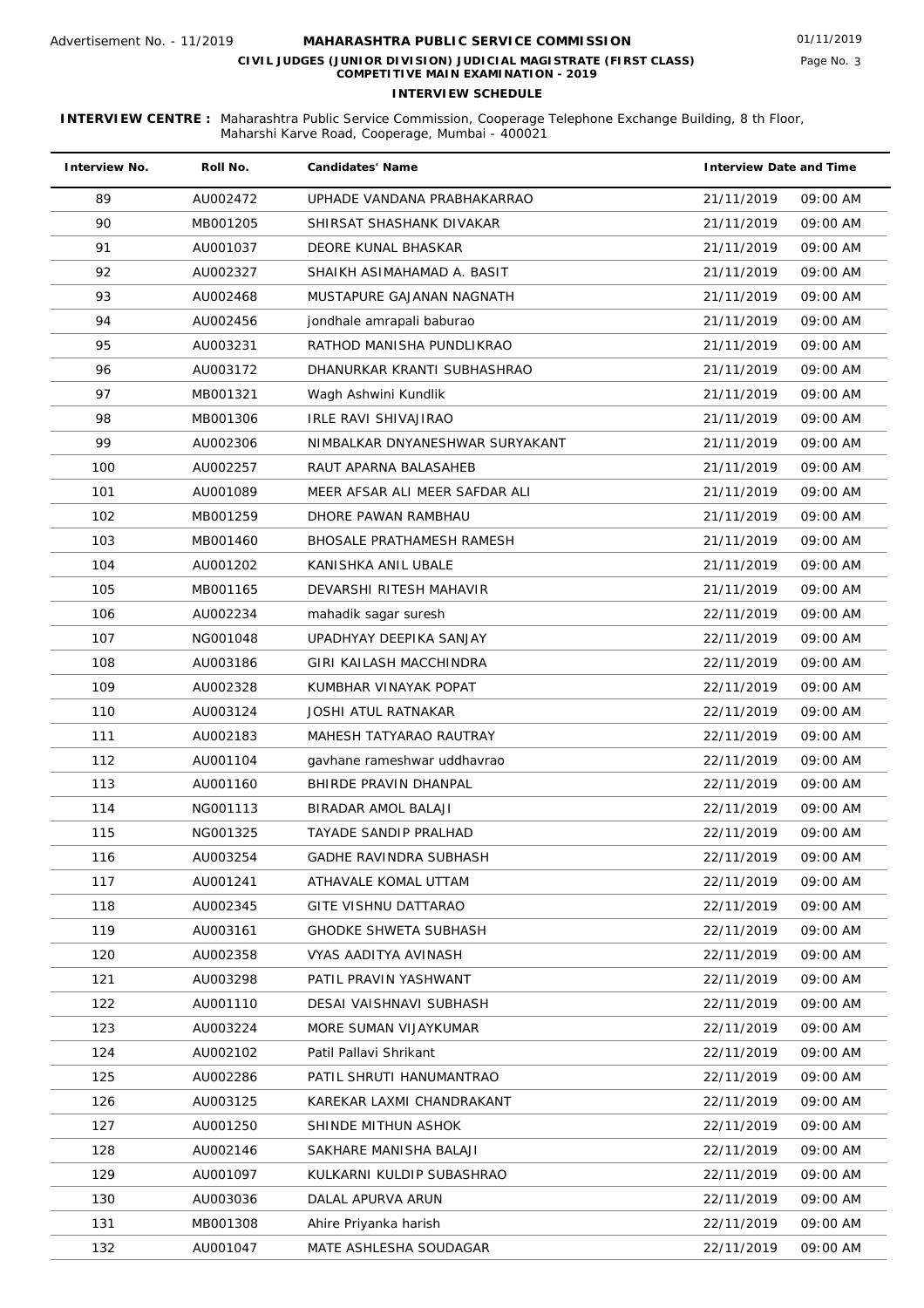Advertisement No. - 11/2019

# MAHARASHTRA PUBLIC SERVICE COMMISSION

01/11/2019

**CIVIL JUDGES (JUNIOR DIVISION) JUDICIAL MAGISTRATE (FIRST CLASS) COMPETITIVE MAIN EXAMINATION - 2019**

**INTERVIEW SCHEDULE**

**INTERVIEW CENTRE :** Maharashtra Public Service Commission, Cooperage Telephone Exchange Building, 8 th Floor, Maharshi Karve Road, Cooperage, Mumbai - 400021

| Interview No. | Roll No. | Candidates' Name | Interview Date and Time | |
|---|---|---|---|---|
| 89 | AU002472 | UPHADE VANDANA PRABHAKARRAO | 21/11/2019 | 09:00 AM |
| 90 | MB001205 | SHIRSAT SHASHANK DIVAKAR | 21/11/2019 | 09:00 AM |
| 91 | AU001037 | DEORE KUNAL BHASKAR | 21/11/2019 | 09:00 AM |
| 92 | AU002327 | SHAIKH ASIMAHAMAD A. BASIT | 21/11/2019 | 09:00 AM |
| 93 | AU002468 | MUSTAPURE GAJANAN NAGNATH | 21/11/2019 | 09:00 AM |
| 94 | AU002456 | jondhale amrapali baburao | 21/11/2019 | 09:00 AM |
| 95 | AU003231 | RATHOD MANISHA PUNDLIKRAO | 21/11/2019 | 09:00 AM |
| 96 | AU003172 | DHANURKAR KRANTI SUBHASHRAO | 21/11/2019 | 09:00 AM |
| 97 | MB001321 | Wagh Ashwini Kundlik | 21/11/2019 | 09:00 AM |
| 98 | MB001306 | IRLE RAVI SHIVAJIRAO | 21/11/2019 | 09:00 AM |
| 99 | AU002306 | NIMBALKAR DNYANESHWAR SURYAKANT | 21/11/2019 | 09:00 AM |
| 100 | AU002257 | RAUT APARNA BALASAHEB | 21/11/2019 | 09:00 AM |
| 101 | AU001089 | MEER AFSAR ALI MEER SAFDAR ALI | 21/11/2019 | 09:00 AM |
| 102 | MB001259 | DHORE PAWAN RAMBHAU | 21/11/2019 | 09:00 AM |
| 103 | MB001460 | BHOSALE PRATHAMESH RAMESH | 21/11/2019 | 09:00 AM |
| 104 | AU001202 | KANISHKA ANIL UBALE | 21/11/2019 | 09:00 AM |
| 105 | MB001165 | DEVARSHI RITESH MAHAVIR | 21/11/2019 | 09:00 AM |
| 106 | AU002234 | mahadik sagar suresh | 22/11/2019 | 09:00 AM |
| 107 | NG001048 | UPADHYAY DEEPIKA SANJAY | 22/11/2019 | 09:00 AM |
| 108 | AU003186 | GIRI KAILASH MACCHINDRA | 22/11/2019 | 09:00 AM |
| 109 | AU002328 | KUMBHAR VINAYAK POPAT | 22/11/2019 | 09:00 AM |
| 110 | AU003124 | JOSHI ATUL RATNAKAR | 22/11/2019 | 09:00 AM |
| 111 | AU002183 | MAHESH TATYARAO RAUTRAY | 22/11/2019 | 09:00 AM |
| 112 | AU001104 | gavhane rameshwar uddhavrao | 22/11/2019 | 09:00 AM |
| 113 | AU001160 | BHIRDE PRAVIN DHANPAL | 22/11/2019 | 09:00 AM |
| 114 | NG001113 | BIRADAR AMOL BALAJI | 22/11/2019 | 09:00 AM |
| 115 | NG001325 | TAYADE SANDIP PRALHAD | 22/11/2019 | 09:00 AM |
| 116 | AU003254 | GADHE RAVINDRA SUBHASH | 22/11/2019 | 09:00 AM |
| 117 | AU001241 | ATHAVALE KOMAL UTTAM | 22/11/2019 | 09:00 AM |
| 118 | AU002345 | GITE VISHNU DATTARAO | 22/11/2019 | 09:00 AM |
| 119 | AU003161 | GHODKE SHWETA SUBHASH | 22/11/2019 | 09:00 AM |
| 120 | AU002358 | VYAS AADITYA AVINASH | 22/11/2019 | 09:00 AM |
| 121 | AU003298 | PATIL PRAVIN YASHWANT | 22/11/2019 | 09:00 AM |
| 122 | AU001110 | DESAI VAISHNAVI SUBHASH | 22/11/2019 | 09:00 AM |
| 123 | AU003224 | MORE SUMAN VIJAYKUMAR | 22/11/2019 | 09:00 AM |
| 124 | AU002102 | Patil Pallavi Shrikant | 22/11/2019 | 09:00 AM |
| 125 | AU002286 | PATIL SHRUTI HANUMANTRAO | 22/11/2019 | 09:00 AM |
| 126 | AU003125 | KAREKAR LAXMI CHANDRAKANT | 22/11/2019 | 09:00 AM |
| 127 | AU001250 | SHINDE MITHUN ASHOK | 22/11/2019 | 09:00 AM |
| 128 | AU002146 | SAKHARE MANISHA BALAJI | 22/11/2019 | 09:00 AM |
| 129 | AU001097 | KULKARNI KULDIP SUBASHRAO | 22/11/2019 | 09:00 AM |
| 130 | AU003036 | DALAL APURVA ARUN | 22/11/2019 | 09:00 AM |
| 131 | MB001308 | Ahire Priyanka harish | 22/11/2019 | 09:00 AM |
| 132 | AU001047 | MATE ASHLESHA SOUDAGAR | 22/11/2019 | 09:00 AM |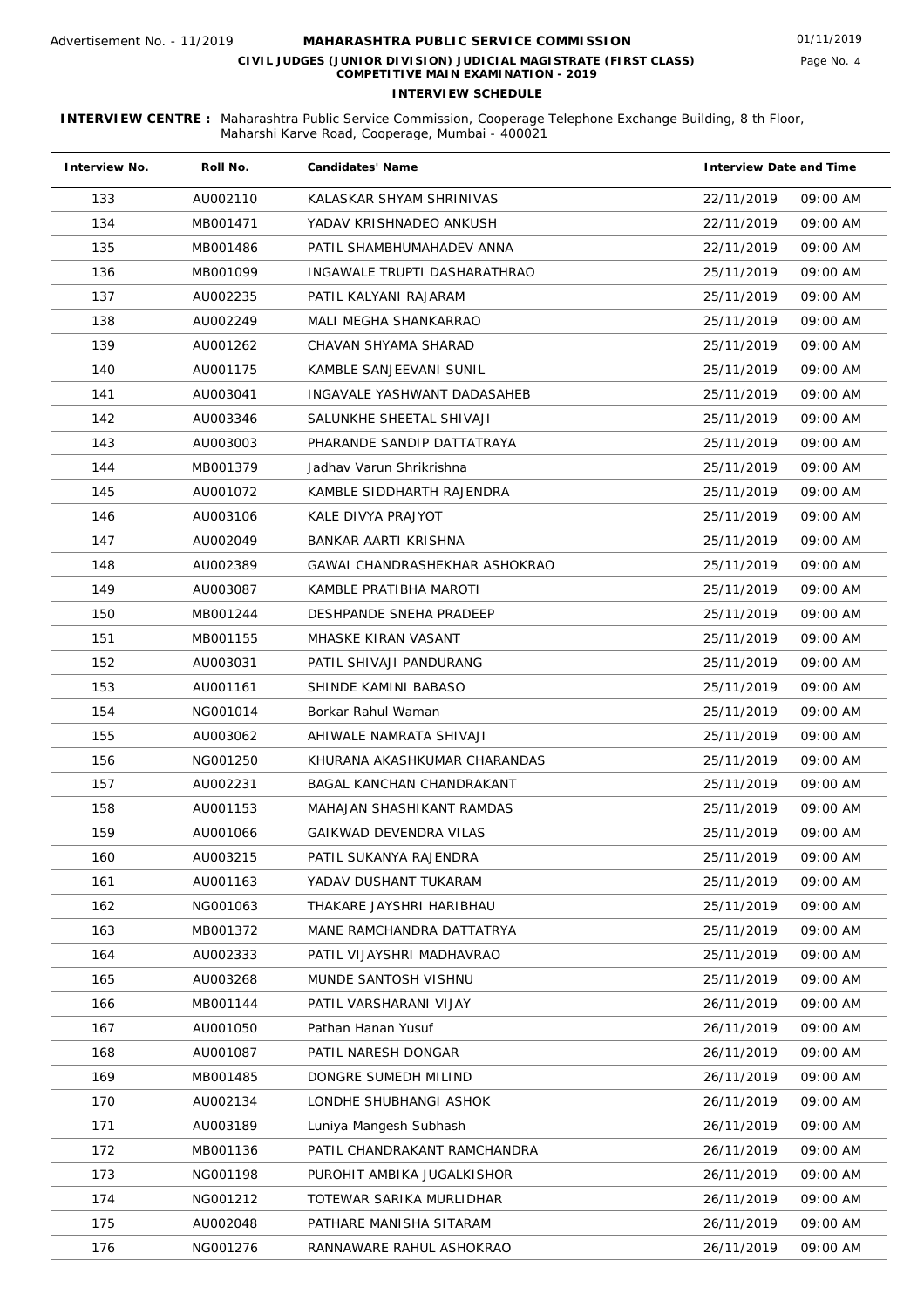Advertisement No. - 11/2019

# MAHARASHTRA PUBLIC SERVICE COMMISSION

**CIVIL JUDGES (JUNIOR DIVISION) JUDICIAL MAGISTRATE (FIRST CLASS) COMPETITIVE MAIN EXAMINATION - 2019**

01/11/2019

## INTERVIEW SCHEDULE

**INTERVIEW CENTRE :** Maharashtra Public Service Commission, Cooperage Telephone Exchange Building, 8 th Floor, Maharshi Karve Road, Cooperage, Mumbai - 400021

| Interview No. | Roll No. | Candidates' Name | Interview Date and Time | |
|---|---|---|---|---|
| 133 | AU002110 | KALASKAR SHYAM SHRINIVAS | 22/11/2019 | 09:00 AM |
| 134 | MB001471 | YADAV KRISHNADEO ANKUSH | 22/11/2019 | 09:00 AM |
| 135 | MB001486 | PATIL SHAMBHUMAHADEV ANNA | 22/11/2019 | 09:00 AM |
| 136 | MB001099 | INGAWALE TRUPTI DASHARATHRAO | 25/11/2019 | 09:00 AM |
| 137 | AU002235 | PATIL KALYANI RAJARAM | 25/11/2019 | 09:00 AM |
| 138 | AU002249 | MALI MEGHA SHANKARRAO | 25/11/2019 | 09:00 AM |
| 139 | AU001262 | CHAVAN SHYAMA SHARAD | 25/11/2019 | 09:00 AM |
| 140 | AU001175 | KAMBLE SANJEEVANI SUNIL | 25/11/2019 | 09:00 AM |
| 141 | AU003041 | INGAVALE YASHWANT DADASAHEB | 25/11/2019 | 09:00 AM |
| 142 | AU003346 | SALUNKHE SHEETAL SHIVAJI | 25/11/2019 | 09:00 AM |
| 143 | AU003003 | PHARANDE SANDIP DATTATRAYA | 25/11/2019 | 09:00 AM |
| 144 | MB001379 | Jadhav Varun Shrikrishna | 25/11/2019 | 09:00 AM |
| 145 | AU001072 | KAMBLE SIDDHARTH RAJENDRA | 25/11/2019 | 09:00 AM |
| 146 | AU003106 | KALE DIVYA PRAJYOT | 25/11/2019 | 09:00 AM |
| 147 | AU002049 | BANKAR AARTI KRISHNA | 25/11/2019 | 09:00 AM |
| 148 | AU002389 | GAWAI CHANDRASHEKHAR ASHOKRAO | 25/11/2019 | 09:00 AM |
| 149 | AU003087 | KAMBLE PRATIBHA MAROTI | 25/11/2019 | 09:00 AM |
| 150 | MB001244 | DESHPANDE SNEHA PRADEEP | 25/11/2019 | 09:00 AM |
| 151 | MB001155 | MHASKE KIRAN VASANT | 25/11/2019 | 09:00 AM |
| 152 | AU003031 | PATIL SHIVAJI PANDURANG | 25/11/2019 | 09:00 AM |
| 153 | AU001161 | SHINDE KAMINI BABASO | 25/11/2019 | 09:00 AM |
| 154 | NG001014 | Borkar Rahul Waman | 25/11/2019 | 09:00 AM |
| 155 | AU003062 | AHIWALE NAMRATA SHIVAJI | 25/11/2019 | 09:00 AM |
| 156 | NG001250 | KHURANA AKASHKUMAR CHARANDAS | 25/11/2019 | 09:00 AM |
| 157 | AU002231 | BAGAL KANCHAN CHANDRAKANT | 25/11/2019 | 09:00 AM |
| 158 | AU001153 | MAHAJAN SHASHIKANT RAMDAS | 25/11/2019 | 09:00 AM |
| 159 | AU001066 | GAIKWAD DEVENDRA VILAS | 25/11/2019 | 09:00 AM |
| 160 | AU003215 | PATIL SUKANYA RAJENDRA | 25/11/2019 | 09:00 AM |
| 161 | AU001163 | YADAV DUSHANT TUKARAM | 25/11/2019 | 09:00 AM |
| 162 | NG001063 | THAKARE JAYSHRI HARIBHAU | 25/11/2019 | 09:00 AM |
| 163 | MB001372 | MANE RAMCHANDRA DATTATRYA | 25/11/2019 | 09:00 AM |
| 164 | AU002333 | PATIL VIJAYSHRI MADHAVRAO | 25/11/2019 | 09:00 AM |
| 165 | AU003268 | MUNDE SANTOSH VISHNU | 25/11/2019 | 09:00 AM |
| 166 | MB001144 | PATIL VARSHARANI VIJAY | 26/11/2019 | 09:00 AM |
| 167 | AU001050 | Pathan Hanan Yusuf | 26/11/2019 | 09:00 AM |
| 168 | AU001087 | PATIL NARESH DONGAR | 26/11/2019 | 09:00 AM |
| 169 | MB001485 | DONGRE SUMEDH MILIND | 26/11/2019 | 09:00 AM |
| 170 | AU002134 | LONDHE SHUBHANGI ASHOK | 26/11/2019 | 09:00 AM |
| 171 | AU003189 | Luniya Mangesh Subhash | 26/11/2019 | 09:00 AM |
| 172 | MB001136 | PATIL CHANDRAKANT RAMCHANDRA | 26/11/2019 | 09:00 AM |
| 173 | NG001198 | PUROHIT AMBIKA JUGALKISHOR | 26/11/2019 | 09:00 AM |
| 174 | NG001212 | TOTEWAR SARIKA MURLIDHAR | 26/11/2019 | 09:00 AM |
| 175 | AU002048 | PATHARE MANISHA SITARAM | 26/11/2019 | 09:00 AM |
| 176 | NG001276 | RANNAWARE RAHUL ASHOKRAO | 26/11/2019 | 09:00 AM |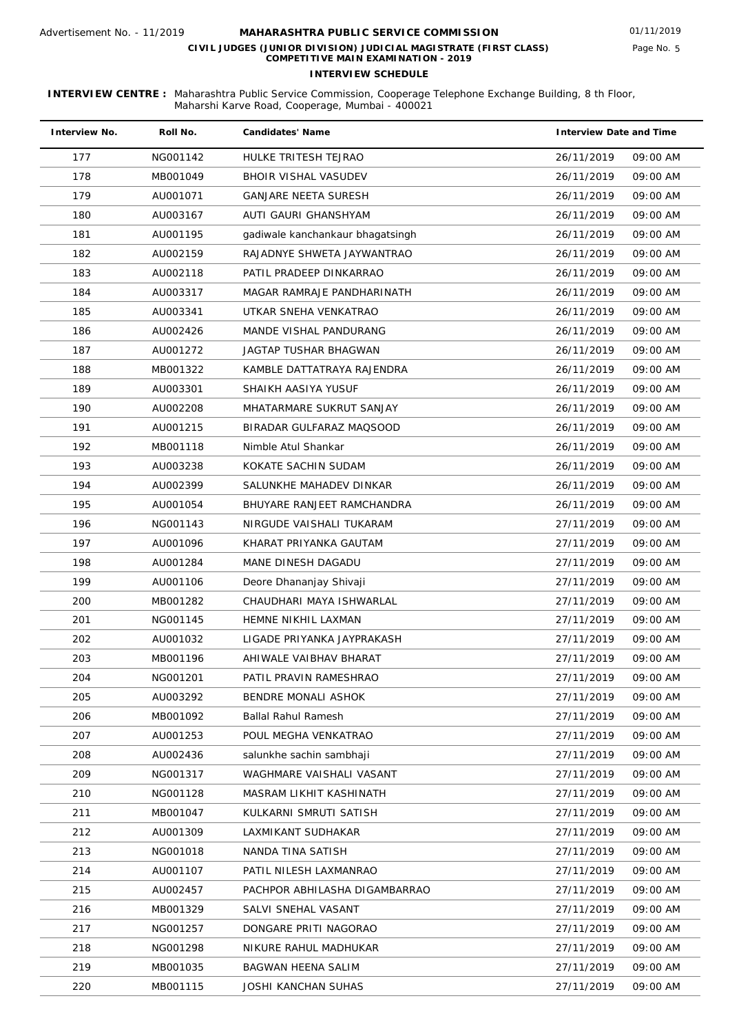Advertisement No. - 11/2019

# MAHARASHTRA PUBLIC SERVICE COMMISSION

01/11/2019

**CIVIL JUDGES (JUNIOR DIVISION) JUDICIAL MAGISTRATE (FIRST CLASS) COMPETITIVE MAIN EXAMINATION - 2019**

**INTERVIEW SCHEDULE**

**INTERVIEW CENTRE :** Maharashtra Public Service Commission, Cooperage Telephone Exchange Building, 8 th Floor, Maharshi Karve Road, Cooperage, Mumbai - 400021

| Interview No. | Roll No. | Candidates' Name | Interview Date and Time | |
|---|---|---|---|---|
| 177 | NG001142 | HULKE TRITESH TEJRAO | 26/11/2019 | 09:00 AM |
| 178 | MB001049 | BHOIR VISHAL VASUDEV | 26/11/2019 | 09:00 AM |
| 179 | AU001071 | GANJARE NEETA SURESH | 26/11/2019 | 09:00 AM |
| 180 | AU003167 | AUTI GAURI GHANSHYAM | 26/11/2019 | 09:00 AM |
| 181 | AU001195 | gadiwale kanchankaur bhagatsingh | 26/11/2019 | 09:00 AM |
| 182 | AU002159 | RAJADNYE SHWETA JAYWANTRAO | 26/11/2019 | 09:00 AM |
| 183 | AU002118 | PATIL PRADEEP DINKARRAO | 26/11/2019 | 09:00 AM |
| 184 | AU003317 | MAGAR RAMRAJE PANDHARINATH | 26/11/2019 | 09:00 AM |
| 185 | AU003341 | UTKAR SNEHA VENKATRAO | 26/11/2019 | 09:00 AM |
| 186 | AU002426 | MANDE VISHAL PANDURANG | 26/11/2019 | 09:00 AM |
| 187 | AU001272 | JAGTAP TUSHAR BHAGWAN | 26/11/2019 | 09:00 AM |
| 188 | MB001322 | KAMBLE DATTATRAYA RAJENDRA | 26/11/2019 | 09:00 AM |
| 189 | AU003301 | SHAIKH AASIYA YUSUF | 26/11/2019 | 09:00 AM |
| 190 | AU002208 | MHATARMARE SUKRUT SANJAY | 26/11/2019 | 09:00 AM |
| 191 | AU001215 | BIRADAR GULFARAZ MAQSOOD | 26/11/2019 | 09:00 AM |
| 192 | MB001118 | Nimble Atul Shankar | 26/11/2019 | 09:00 AM |
| 193 | AU003238 | KOKATE SACHIN SUDAM | 26/11/2019 | 09:00 AM |
| 194 | AU002399 | SALUNKHE MAHADEV DINKAR | 26/11/2019 | 09:00 AM |
| 195 | AU001054 | BHUYARE RANJEET RAMCHANDRA | 26/11/2019 | 09:00 AM |
| 196 | NG001143 | NIRGUDE VAISHALI TUKARAM | 27/11/2019 | 09:00 AM |
| 197 | AU001096 | KHARAT PRIYANKA GAUTAM | 27/11/2019 | 09:00 AM |
| 198 | AU001284 | MANE DINESH DAGADU | 27/11/2019 | 09:00 AM |
| 199 | AU001106 | Deore Dhananjay Shivaji | 27/11/2019 | 09:00 AM |
| 200 | MB001282 | CHAUDHARI MAYA ISHWARLAL | 27/11/2019 | 09:00 AM |
| 201 | NG001145 | HEMNE NIKHIL LAXMAN | 27/11/2019 | 09:00 AM |
| 202 | AU001032 | LIGADE PRIYANKA JAYPRAKASH | 27/11/2019 | 09:00 AM |
| 203 | MB001196 | AHIWALE VAIBHAV BHARAT | 27/11/2019 | 09:00 AM |
| 204 | NG001201 | PATIL PRAVIN RAMESHRAO | 27/11/2019 | 09:00 AM |
| 205 | AU003292 | BENDRE MONALI ASHOK | 27/11/2019 | 09:00 AM |
| 206 | MB001092 | Ballal Rahul Ramesh | 27/11/2019 | 09:00 AM |
| 207 | AU001253 | POUL MEGHA VENKATRAO | 27/11/2019 | 09:00 AM |
| 208 | AU002436 | salunkhe sachin sambhaji | 27/11/2019 | 09:00 AM |
| 209 | NG001317 | WAGHMARE VAISHALI VASANT | 27/11/2019 | 09:00 AM |
| 210 | NG001128 | MASRAM LIKHIT KASHINATH | 27/11/2019 | 09:00 AM |
| 211 | MB001047 | KULKARNI SMRUTI SATISH | 27/11/2019 | 09:00 AM |
| 212 | AU001309 | LAXMIKANT SUDHAKAR | 27/11/2019 | 09:00 AM |
| 213 | NG001018 | NANDA TINA SATISH | 27/11/2019 | 09:00 AM |
| 214 | AU001107 | PATIL NILESH LAXMANRAO | 27/11/2019 | 09:00 AM |
| 215 | AU002457 | PACHPOR ABHILASHA DIGAMBARRAO | 27/11/2019 | 09:00 AM |
| 216 | MB001329 | SALVI SNEHAL VASANT | 27/11/2019 | 09:00 AM |
| 217 | NG001257 | DONGARE PRITI NAGORAO | 27/11/2019 | 09:00 AM |
| 218 | NG001298 | NIKURE RAHUL MADHUKAR | 27/11/2019 | 09:00 AM |
| 219 | MB001035 | BAGWAN HEENA SALIM | 27/11/2019 | 09:00 AM |
| 220 | MB001115 | JOSHI KANCHAN SUHAS | 27/11/2019 | 09:00 AM |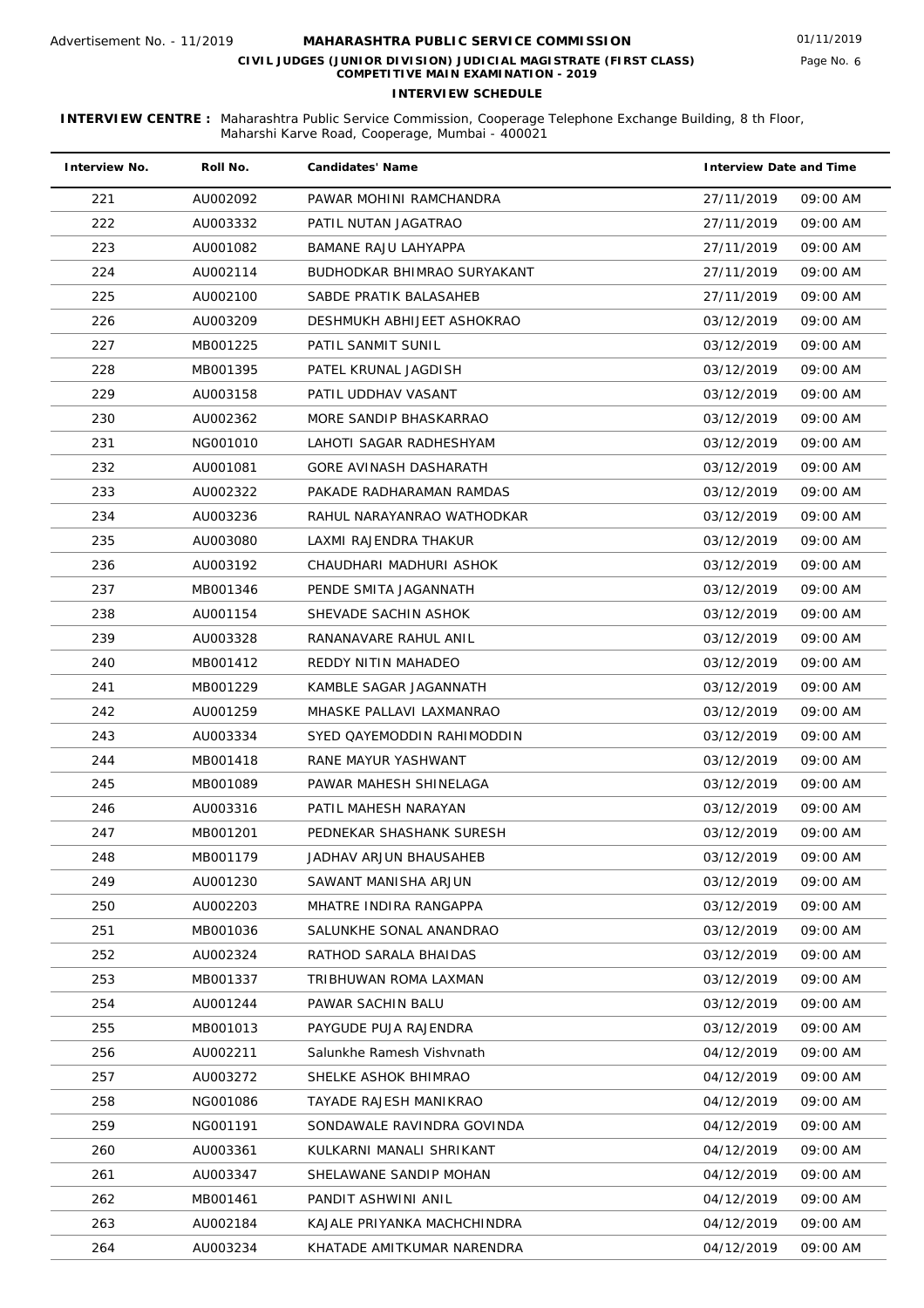**MAHARASHTRA PUBLIC SERVICE COMMISSION**

**CIVIL JUDGES (JUNIOR DIVISION) JUDICIAL MAGISTRATE (FIRST CLASS) COMPETITIVE MAIN EXAMINATION - 2019**

**INTERVIEW SCHEDULE**

Advertisement No. - 11/2019

01/11/2019

**INTERVIEW CENTRE :** Maharashtra Public Service Commission, Cooperage Telephone Exchange Building, 8 th Floor, Maharshi Karve Road, Cooperage, Mumbai - 400021

| Interview No. | Roll No. | Candidates' Name | Interview Date and Time | |
|---|---|---|---|---|
| 221 | AU002092 | PAWAR MOHINI RAMCHANDRA | 27/11/2019 | 09:00 AM |
| 222 | AU003332 | PATIL NUTAN JAGATRAO | 27/11/2019 | 09:00 AM |
| 223 | AU001082 | BAMANE RAJU LAHYAPPA | 27/11/2019 | 09:00 AM |
| 224 | AU002114 | BUDHODKAR BHIMRAO SURYAKANT | 27/11/2019 | 09:00 AM |
| 225 | AU002100 | SABDE PRATIK BALASAHEB | 27/11/2019 | 09:00 AM |
| 226 | AU003209 | DESHMUKH ABHIJEET ASHOKRAO | 03/12/2019 | 09:00 AM |
| 227 | MB001225 | PATIL SANMIT SUNIL | 03/12/2019 | 09:00 AM |
| 228 | MB001395 | PATEL KRUNAL JAGDISH | 03/12/2019 | 09:00 AM |
| 229 | AU003158 | PATIL UDDHAV VASANT | 03/12/2019 | 09:00 AM |
| 230 | AU002362 | MORE SANDIP BHASKARRAO | 03/12/2019 | 09:00 AM |
| 231 | NG001010 | LAHOTI SAGAR RADHESHYAM | 03/12/2019 | 09:00 AM |
| 232 | AU001081 | GORE AVINASH DASHARATH | 03/12/2019 | 09:00 AM |
| 233 | AU002322 | PAKADE RADHARAMAN RAMDAS | 03/12/2019 | 09:00 AM |
| 234 | AU003236 | RAHUL NARAYANRAO WATHODKAR | 03/12/2019 | 09:00 AM |
| 235 | AU003080 | LAXMI RAJENDRA THAKUR | 03/12/2019 | 09:00 AM |
| 236 | AU003192 | CHAUDHARI MADHURI ASHOK | 03/12/2019 | 09:00 AM |
| 237 | MB001346 | PENDE SMITA JAGANNATH | 03/12/2019 | 09:00 AM |
| 238 | AU001154 | SHEVADE SACHIN ASHOK | 03/12/2019 | 09:00 AM |
| 239 | AU003328 | RANANAVARE RAHUL ANIL | 03/12/2019 | 09:00 AM |
| 240 | MB001412 | REDDY NITIN MAHADEO | 03/12/2019 | 09:00 AM |
| 241 | MB001229 | KAMBLE SAGAR JAGANNATH | 03/12/2019 | 09:00 AM |
| 242 | AU001259 | MHASKE PALLAVI LAXMANRAO | 03/12/2019 | 09:00 AM |
| 243 | AU003334 | SYED QAYEMODDIN RAHIMODDIN | 03/12/2019 | 09:00 AM |
| 244 | MB001418 | RANE MAYUR YASHWANT | 03/12/2019 | 09:00 AM |
| 245 | MB001089 | PAWAR MAHESH SHINELAGA | 03/12/2019 | 09:00 AM |
| 246 | AU003316 | PATIL MAHESH NARAYAN | 03/12/2019 | 09:00 AM |
| 247 | MB001201 | PEDNEKAR SHASHANK SURESH | 03/12/2019 | 09:00 AM |
| 248 | MB001179 | JADHAV ARJUN BHAUSAHEB | 03/12/2019 | 09:00 AM |
| 249 | AU001230 | SAWANT MANISHA ARJUN | 03/12/2019 | 09:00 AM |
| 250 | AU002203 | MHATRE INDIRA RANGAPPA | 03/12/2019 | 09:00 AM |
| 251 | MB001036 | SALUNKHE SONAL ANANDRAO | 03/12/2019 | 09:00 AM |
| 252 | AU002324 | RATHOD SARALA BHAIDAS | 03/12/2019 | 09:00 AM |
| 253 | MB001337 | TRIBHUWAN ROMA LAXMAN | 03/12/2019 | 09:00 AM |
| 254 | AU001244 | PAWAR SACHIN BALU | 03/12/2019 | 09:00 AM |
| 255 | MB001013 | PAYGUDE PUJA RAJENDRA | 03/12/2019 | 09:00 AM |
| 256 | AU002211 | Salunkhe Ramesh Vishvnath | 04/12/2019 | 09:00 AM |
| 257 | AU003272 | SHELKE ASHOK BHIMRAO | 04/12/2019 | 09:00 AM |
| 258 | NG001086 | TAYADE RAJESH MANIKRAO | 04/12/2019 | 09:00 AM |
| 259 | NG001191 | SONDAWALE RAVINDRA GOVINDA | 04/12/2019 | 09:00 AM |
| 260 | AU003361 | KULKARNI MANALI SHRIKANT | 04/12/2019 | 09:00 AM |
| 261 | AU003347 | SHELAWANE SANDIP MOHAN | 04/12/2019 | 09:00 AM |
| 262 | MB001461 | PANDIT ASHWINI ANIL | 04/12/2019 | 09:00 AM |
| 263 | AU002184 | KAJALE PRIYANKA MACHCHINDRA | 04/12/2019 | 09:00 AM |
| 264 | AU003234 | KHATADE AMITKUMAR NARENDRA | 04/12/2019 | 09:00 AM |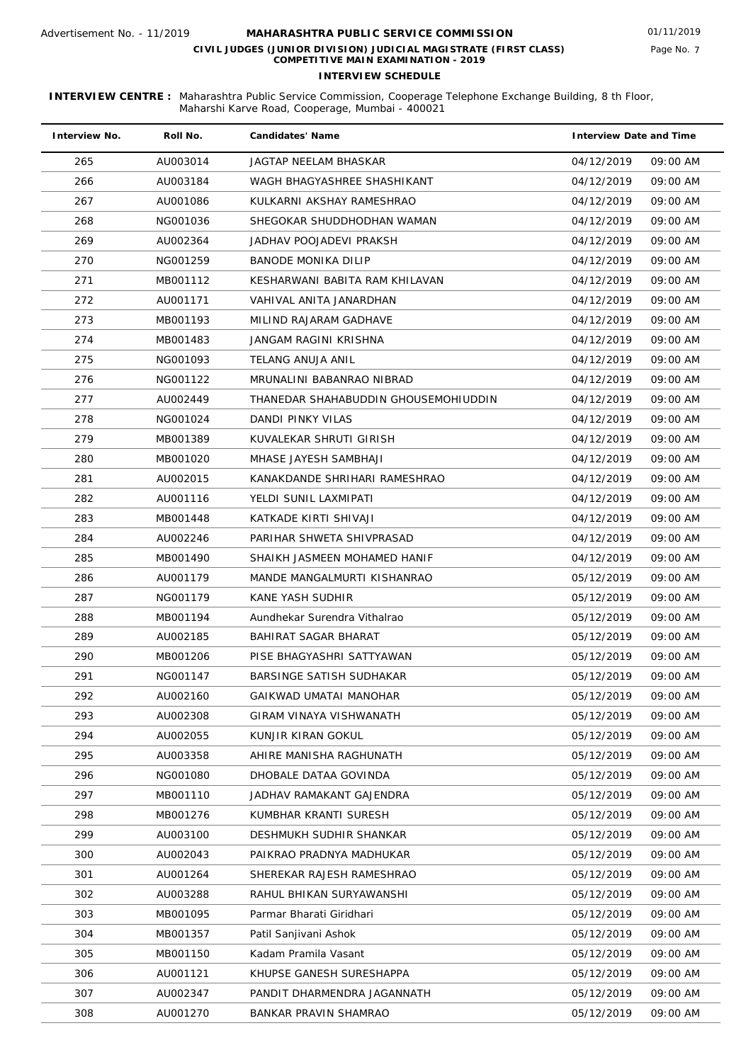Advertisement No. - 11/2019

# MAHARASHTRA PUBLIC SERVICE COMMISSION

01/11/2019

**CIVIL JUDGES (JUNIOR DIVISION) JUDICIAL MAGISTRATE (FIRST CLASS) COMPETITIVE MAIN EXAMINATION - 2019**

## INTERVIEW SCHEDULE

**INTERVIEW CENTRE :** Maharashtra Public Service Commission, Cooperage Telephone Exchange Building, 8 th Floor, Maharshi Karve Road, Cooperage, Mumbai - 400021

| Interview No. | Roll No. | Candidates' Name | Interview Date and Time | |
|---|---|---|---|---|
| 265 | AU003014 | JAGTAP NEELAM BHASKAR | 04/12/2019 | 09:00 AM |
| 266 | AU003184 | WAGH BHAGYASHREE SHASHIKANT | 04/12/2019 | 09:00 AM |
| 267 | AU001086 | KULKARNI AKSHAY RAMESHRAO | 04/12/2019 | 09:00 AM |
| 268 | NG001036 | SHEGOKAR SHUDDHODHAN WAMAN | 04/12/2019 | 09:00 AM |
| 269 | AU002364 | JADHAV POOJADEVI PRAKSH | 04/12/2019 | 09:00 AM |
| 270 | NG001259 | BANODE MONIKA DILIP | 04/12/2019 | 09:00 AM |
| 271 | MB001112 | KESHARWANI BABITA RAM KHILAVAN | 04/12/2019 | 09:00 AM |
| 272 | AU001171 | VAHIVAL ANITA JANARDHAN | 04/12/2019 | 09:00 AM |
| 273 | MB001193 | MILIND RAJARAM GADHAVE | 04/12/2019 | 09:00 AM |
| 274 | MB001483 | JANGAM RAGINI KRISHNA | 04/12/2019 | 09:00 AM |
| 275 | NG001093 | TELANG ANUJA ANIL | 04/12/2019 | 09:00 AM |
| 276 | NG001122 | MRUNALINI BABANRAO NIBRAD | 04/12/2019 | 09:00 AM |
| 277 | AU002449 | THANEDAR SHAHABUDDIN GHOUSEMOHIUDDIN | 04/12/2019 | 09:00 AM |
| 278 | NG001024 | DANDI PINKY VILAS | 04/12/2019 | 09:00 AM |
| 279 | MB001389 | KUVALEKAR SHRUTI GIRISH | 04/12/2019 | 09:00 AM |
| 280 | MB001020 | MHASE JAYESH SAMBHAJI | 04/12/2019 | 09:00 AM |
| 281 | AU002015 | KANAKDANDE SHRIHARI RAMESHRAO | 04/12/2019 | 09:00 AM |
| 282 | AU001116 | YELDI SUNIL LAXMIPATI | 04/12/2019 | 09:00 AM |
| 283 | MB001448 | KATKADE KIRTI SHIVAJI | 04/12/2019 | 09:00 AM |
| 284 | AU002246 | PARIHAR SHWETA SHIVPRASAD | 04/12/2019 | 09:00 AM |
| 285 | MB001490 | SHAIKH JASMEEN MOHAMED HANIF | 04/12/2019 | 09:00 AM |
| 286 | AU001179 | MANDE MANGALMURTI KISHANRAO | 05/12/2019 | 09:00 AM |
| 287 | NG001179 | KANE YASH SUDHIR | 05/12/2019 | 09:00 AM |
| 288 | MB001194 | Aundhekar Surendra Vithalrao | 05/12/2019 | 09:00 AM |
| 289 | AU002185 | BAHIRAT SAGAR BHARAT | 05/12/2019 | 09:00 AM |
| 290 | MB001206 | PISE BHAGYASHRI SATTYAWAN | 05/12/2019 | 09:00 AM |
| 291 | NG001147 | BARSINGE SATISH SUDHAKAR | 05/12/2019 | 09:00 AM |
| 292 | AU002160 | GAIKWAD UMATAI MANOHAR | 05/12/2019 | 09:00 AM |
| 293 | AU002308 | GIRAM VINAYA VISHWANATH | 05/12/2019 | 09:00 AM |
| 294 | AU002055 | KUNJIR KIRAN GOKUL | 05/12/2019 | 09:00 AM |
| 295 | AU003358 | AHIRE MANISHA RAGHUNATH | 05/12/2019 | 09:00 AM |
| 296 | NG001080 | DHOBALE DATAA GOVINDA | 05/12/2019 | 09:00 AM |
| 297 | MB001110 | JADHAV RAMAKANT GAJENDRA | 05/12/2019 | 09:00 AM |
| 298 | MB001276 | KUMBHAR KRANTI SURESH | 05/12/2019 | 09:00 AM |
| 299 | AU003100 | DESHMUKH SUDHIR SHANKAR | 05/12/2019 | 09:00 AM |
| 300 | AU002043 | PAIKRAO PRADNYA MADHUKAR | 05/12/2019 | 09:00 AM |
| 301 | AU001264 | SHEREKAR RAJESH RAMESHRAO | 05/12/2019 | 09:00 AM |
| 302 | AU003288 | RAHUL BHIKAN SURYAWANSHI | 05/12/2019 | 09:00 AM |
| 303 | MB001095 | Parmar Bharati Giridhari | 05/12/2019 | 09:00 AM |
| 304 | MB001357 | Patil Sanjivani Ashok | 05/12/2019 | 09:00 AM |
| 305 | MB001150 | Kadam Pramila Vasant | 05/12/2019 | 09:00 AM |
| 306 | AU001121 | KHUPSE GANESH SURESHAPPA | 05/12/2019 | 09:00 AM |
| 307 | AU002347 | PANDIT DHARMENDRA JAGANNATH | 05/12/2019 | 09:00 AM |
| 308 | AU001270 | BANKAR PRAVIN SHAMRAO | 05/12/2019 | 09:00 AM |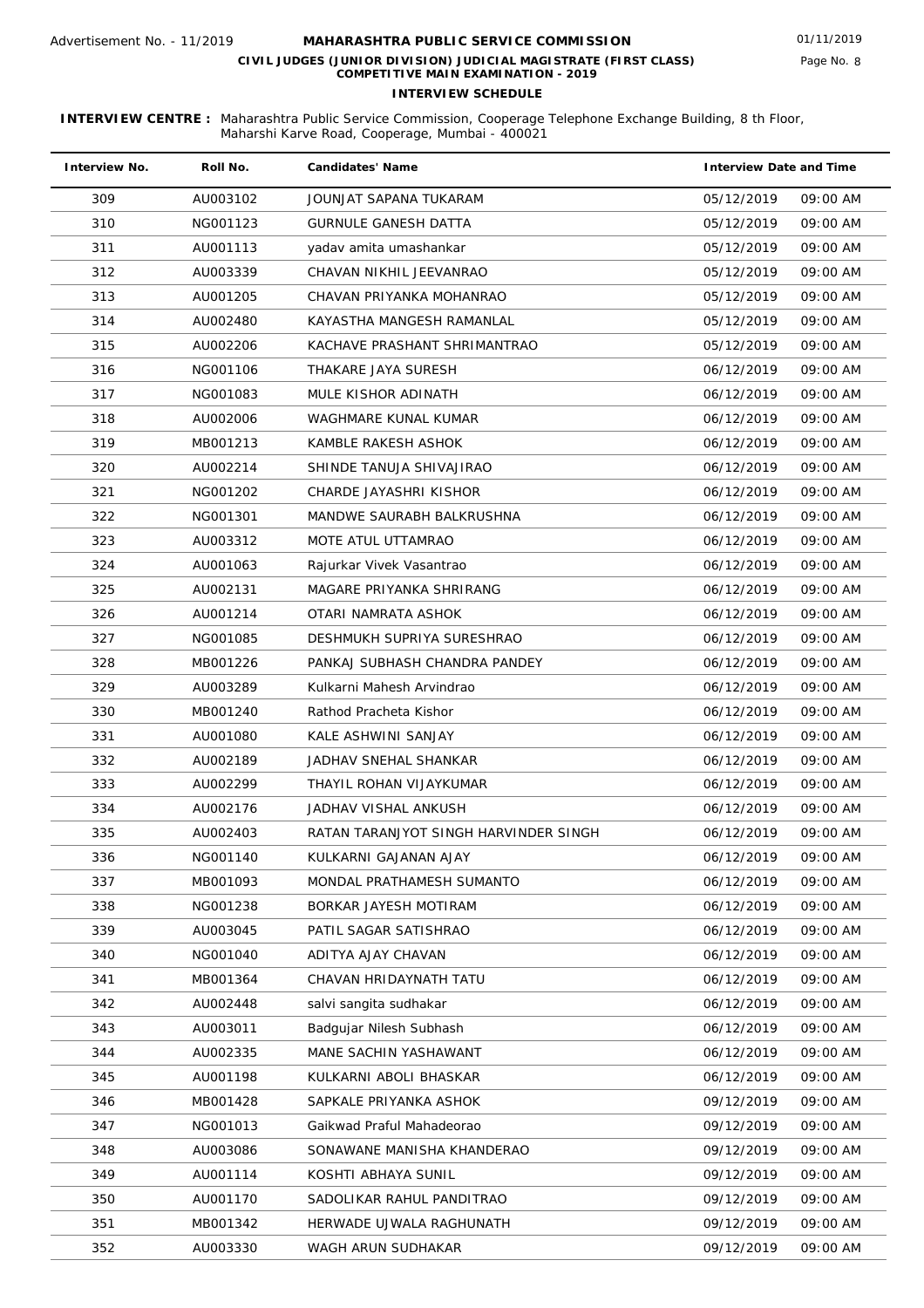Advertisement No. - 11/2019

# MAHARASHTRA PUBLIC SERVICE COMMISSION

## CIVIL JUDGES (JUNIOR DIVISION) JUDICIAL MAGISTRATE (FIRST CLASS) COMPETITIVE MAIN EXAMINATION - 2019

### INTERVIEW SCHEDULE

01/11/2019

**INTERVIEW CENTRE :** Maharashtra Public Service Commission, Cooperage Telephone Exchange Building, 8 th Floor, Maharshi Karve Road, Cooperage, Mumbai - 400021

| Interview No. | Roll No. | Candidates' Name | Interview Date and Time | |
|---|---|---|---|---|
| 309 | AU003102 | JOUNJAT SAPANA TUKARAM | 05/12/2019 | 09:00 AM |
| 310 | NG001123 | GURNULE GANESH DATTA | 05/12/2019 | 09:00 AM |
| 311 | AU001113 | yadav amita umashankar | 05/12/2019 | 09:00 AM |
| 312 | AU003339 | CHAVAN NIKHIL JEEVANRAO | 05/12/2019 | 09:00 AM |
| 313 | AU001205 | CHAVAN PRIYANKA MOHANRAO | 05/12/2019 | 09:00 AM |
| 314 | AU002480 | KAYASTHA MANGESH RAMANLAL | 05/12/2019 | 09:00 AM |
| 315 | AU002206 | KACHAVE PRASHANT SHRIMANTRAO | 05/12/2019 | 09:00 AM |
| 316 | NG001106 | THAKARE JAYA SURESH | 06/12/2019 | 09:00 AM |
| 317 | NG001083 | MULE KISHOR ADINATH | 06/12/2019 | 09:00 AM |
| 318 | AU002006 | WAGHMARE KUNAL KUMAR | 06/12/2019 | 09:00 AM |
| 319 | MB001213 | KAMBLE RAKESH ASHOK | 06/12/2019 | 09:00 AM |
| 320 | AU002214 | SHINDE TANUJA SHIVAJIRAO | 06/12/2019 | 09:00 AM |
| 321 | NG001202 | CHARDE JAYASHRI KISHOR | 06/12/2019 | 09:00 AM |
| 322 | NG001301 | MANDWE SAURABH BALKRUSHNA | 06/12/2019 | 09:00 AM |
| 323 | AU003312 | MOTE ATUL UTTAMRAO | 06/12/2019 | 09:00 AM |
| 324 | AU001063 | Rajurkar Vivek Vasantrao | 06/12/2019 | 09:00 AM |
| 325 | AU002131 | MAGARE PRIYANKA SHRIRANG | 06/12/2019 | 09:00 AM |
| 326 | AU001214 | OTARI NAMRATA ASHOK | 06/12/2019 | 09:00 AM |
| 327 | NG001085 | DESHMUKH SUPRIYA SURESHRAO | 06/12/2019 | 09:00 AM |
| 328 | MB001226 | PANKAJ SUBHASH CHANDRA PANDEY | 06/12/2019 | 09:00 AM |
| 329 | AU003289 | Kulkarni Mahesh Arvindrao | 06/12/2019 | 09:00 AM |
| 330 | MB001240 | Rathod Pracheta Kishor | 06/12/2019 | 09:00 AM |
| 331 | AU001080 | KALE ASHWINI SANJAY | 06/12/2019 | 09:00 AM |
| 332 | AU002189 | JADHAV SNEHAL SHANKAR | 06/12/2019 | 09:00 AM |
| 333 | AU002299 | THAYIL ROHAN VIJAYKUMAR | 06/12/2019 | 09:00 AM |
| 334 | AU002176 | JADHAV VISHAL ANKUSH | 06/12/2019 | 09:00 AM |
| 335 | AU002403 | RATAN TARANJYOT SINGH HARVINDER SINGH | 06/12/2019 | 09:00 AM |
| 336 | NG001140 | KULKARNI GAJANAN AJAY | 06/12/2019 | 09:00 AM |
| 337 | MB001093 | MONDAL PRATHAMESH SUMANTO | 06/12/2019 | 09:00 AM |
| 338 | NG001238 | BORKAR JAYESH MOTIRAM | 06/12/2019 | 09:00 AM |
| 339 | AU003045 | PATIL SAGAR SATISHRAO | 06/12/2019 | 09:00 AM |
| 340 | NG001040 | ADITYA AJAY CHAVAN | 06/12/2019 | 09:00 AM |
| 341 | MB001364 | CHAVAN HRIDAYNATH TATU | 06/12/2019 | 09:00 AM |
| 342 | AU002448 | salvi sangita sudhakar | 06/12/2019 | 09:00 AM |
| 343 | AU003011 | Badgujar Nilesh Subhash | 06/12/2019 | 09:00 AM |
| 344 | AU002335 | MANE SACHIN YASHAWANT | 06/12/2019 | 09:00 AM |
| 345 | AU001198 | KULKARNI ABOLI BHASKAR | 06/12/2019 | 09:00 AM |
| 346 | MB001428 | SAPKALE PRIYANKA ASHOK | 09/12/2019 | 09:00 AM |
| 347 | NG001013 | Gaikwad Praful Mahadeorao | 09/12/2019 | 09:00 AM |
| 348 | AU003086 | SONAWANE MANISHA KHANDERAO | 09/12/2019 | 09:00 AM |
| 349 | AU001114 | KOSHTI ABHAYA SUNIL | 09/12/2019 | 09:00 AM |
| 350 | AU001170 | SADOLIKAR RAHUL PANDITRAO | 09/12/2019 | 09:00 AM |
| 351 | MB001342 | HERWADE UJWALA RAGHUNATH | 09/12/2019 | 09:00 AM |
| 352 | AU003330 | WAGH ARUN SUDHAKAR | 09/12/2019 | 09:00 AM |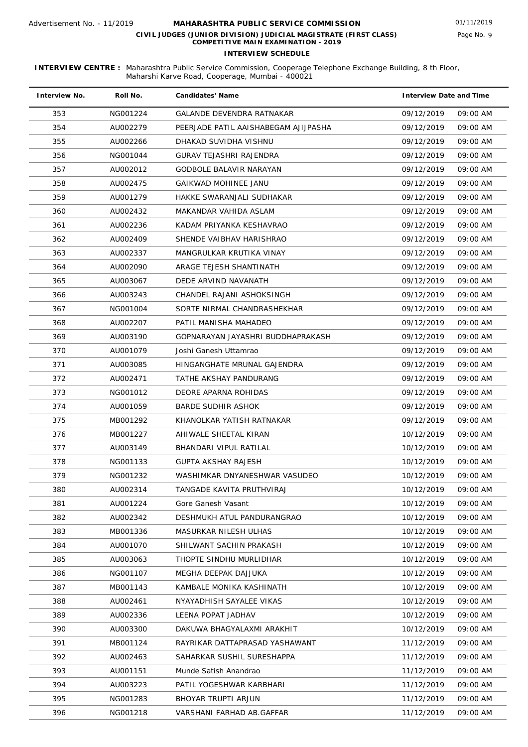Advertisement No. - 11/2019

# MAHARASHTRA PUBLIC SERVICE COMMISSION

**CIVIL JUDGES (JUNIOR DIVISION) JUDICIAL MAGISTRATE (FIRST CLASS) COMPETITIVE MAIN EXAMINATION - 2019**

**INTERVIEW SCHEDULE**

01/11/2019

**INTERVIEW CENTRE :** Maharashtra Public Service Commission, Cooperage Telephone Exchange Building, 8 th Floor, Maharshi Karve Road, Cooperage, Mumbai - 400021

| Interview No. | Roll No. | Candidates' Name | Interview Date and Time | |
|---|---|---|---|---|
| 353 | NG001224 | GALANDE DEVENDRA RATNAKAR | 09/12/2019 | 09:00 AM |
| 354 | AU002279 | PEERJADE PATIL AAISHABEGAM AJIJPASHA | 09/12/2019 | 09:00 AM |
| 355 | AU002266 | DHAKAD SUVIDHA VISHNU | 09/12/2019 | 09:00 AM |
| 356 | NG001044 | GURAV TEJASHRI RAJENDRA | 09/12/2019 | 09:00 AM |
| 357 | AU002012 | GODBOLE BALAVIR NARAYAN | 09/12/2019 | 09:00 AM |
| 358 | AU002475 | GAIKWAD MOHINEE JANU | 09/12/2019 | 09:00 AM |
| 359 | AU001279 | HAKKE SWARANJALI SUDHAKAR | 09/12/2019 | 09:00 AM |
| 360 | AU002432 | MAKANDAR VAHIDA ASLAM | 09/12/2019 | 09:00 AM |
| 361 | AU002236 | KADAM PRIYANKA KESHAVRAO | 09/12/2019 | 09:00 AM |
| 362 | AU002409 | SHENDE VAIBHAV HARISHRAO | 09/12/2019 | 09:00 AM |
| 363 | AU002337 | MANGRULKAR KRUTIKA VINAY | 09/12/2019 | 09:00 AM |
| 364 | AU002090 | ARAGE TEJESH SHANTINATH | 09/12/2019 | 09:00 AM |
| 365 | AU003067 | DEDE ARVIND NAVANATH | 09/12/2019 | 09:00 AM |
| 366 | AU003243 | CHANDEL RAJANI ASHOKSINGH | 09/12/2019 | 09:00 AM |
| 367 | NG001004 | SORTE NIRMAL CHANDRASHEKHAR | 09/12/2019 | 09:00 AM |
| 368 | AU002207 | PATIL MANISHA MAHADEO | 09/12/2019 | 09:00 AM |
| 369 | AU003190 | GOPNARAYAN JAYASHRI BUDDHAPRAKASH | 09/12/2019 | 09:00 AM |
| 370 | AU001079 | Joshi Ganesh Uttamrao | 09/12/2019 | 09:00 AM |
| 371 | AU003085 | HINGANGHATE MRUNAL GAJENDRA | 09/12/2019 | 09:00 AM |
| 372 | AU002471 | TATHE AKSHAY PANDURANG | 09/12/2019 | 09:00 AM |
| 373 | NG001012 | DEORE APARNA ROHIDAS | 09/12/2019 | 09:00 AM |
| 374 | AU001059 | BARDE SUDHIR ASHOK | 09/12/2019 | 09:00 AM |
| 375 | MB001292 | KHANOLKAR YATISH RATNAKAR | 09/12/2019 | 09:00 AM |
| 376 | MB001227 | AHIWALE SHEETAL KIRAN | 10/12/2019 | 09:00 AM |
| 377 | AU003149 | BHANDARI VIPUL RATILAL | 10/12/2019 | 09:00 AM |
| 378 | NG001133 | GUPTA AKSHAY RAJESH | 10/12/2019 | 09:00 AM |
| 379 | NG001232 | WASHIMKAR DNYANESHWAR VASUDEO | 10/12/2019 | 09:00 AM |
| 380 | AU002314 | TANGADE KAVITA PRUTHVIRAJ | 10/12/2019 | 09:00 AM |
| 381 | AU001224 | Gore Ganesh Vasant | 10/12/2019 | 09:00 AM |
| 382 | AU002342 | DESHMUKH ATUL PANDURANGRAO | 10/12/2019 | 09:00 AM |
| 383 | MB001336 | MASURKAR NILESH ULHAS | 10/12/2019 | 09:00 AM |
| 384 | AU001070 | SHILWANT SACHIN PRAKASH | 10/12/2019 | 09:00 AM |
| 385 | AU003063 | THOPTE SINDHU MURLIDHAR | 10/12/2019 | 09:00 AM |
| 386 | NG001107 | MEGHA DEEPAK DAJJUKA | 10/12/2019 | 09:00 AM |
| 387 | MB001143 | KAMBALE MONIKA KASHINATH | 10/12/2019 | 09:00 AM |
| 388 | AU002461 | NYAYADHISH SAYALEE VIKAS | 10/12/2019 | 09:00 AM |
| 389 | AU002336 | LEENA POPAT JADHAV | 10/12/2019 | 09:00 AM |
| 390 | AU003300 | DAKUWA BHAGYALAXMI ARAKHIT | 10/12/2019 | 09:00 AM |
| 391 | MB001124 | RAYRIKAR DATTAPRASAD YASHAWANT | 11/12/2019 | 09:00 AM |
| 392 | AU002463 | SAHARKAR SUSHIL SURESHAPPA | 11/12/2019 | 09:00 AM |
| 393 | AU001151 | Munde Satish Anandrao | 11/12/2019 | 09:00 AM |
| 394 | AU003223 | PATIL YOGESHWAR KARBHARI | 11/12/2019 | 09:00 AM |
| 395 | NG001283 | BHOYAR TRUPTI ARJUN | 11/12/2019 | 09:00 AM |
| 396 | NG001218 | VARSHANI FARHAD AB.GAFFAR | 11/12/2019 | 09:00 AM |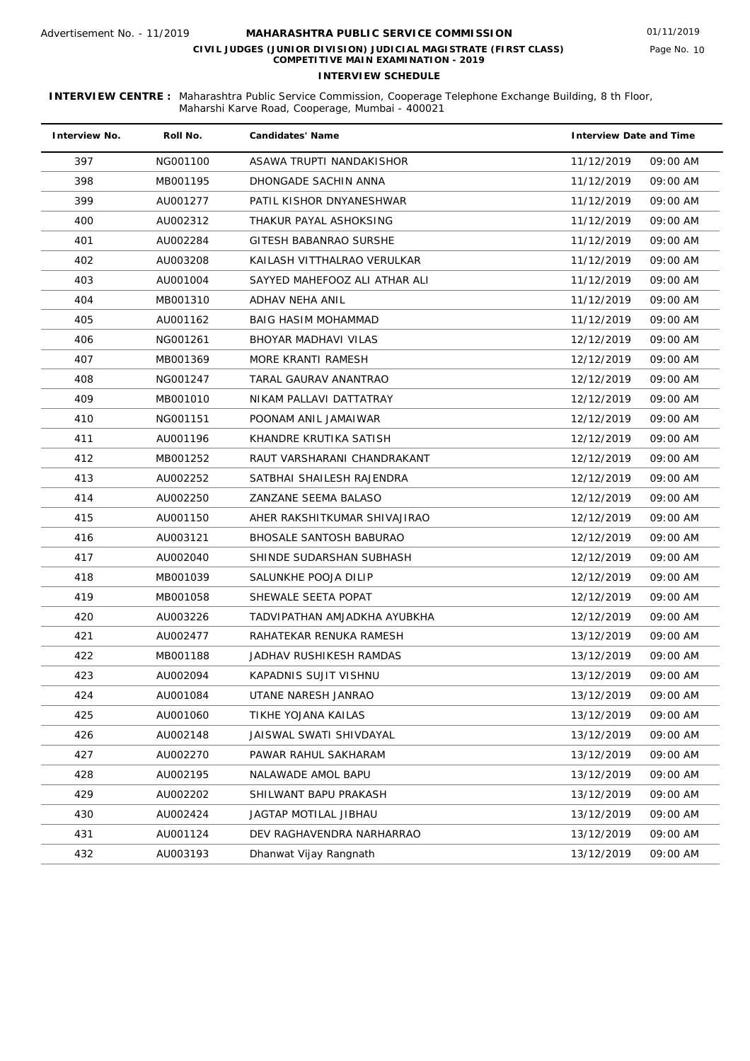Advertisement No. - 11/2019

# MAHARASHTRA PUBLIC SERVICE COMMISSION

01/11/2019

**CIVIL JUDGES (JUNIOR DIVISION) JUDICIAL MAGISTRATE (FIRST CLASS)**
**COMPETITIVE MAIN EXAMINATION - 2019**

## INTERVIEW SCHEDULE

**INTERVIEW CENTRE :** Maharashtra Public Service Commission, Cooperage Telephone Exchange Building, 8 th Floor, Maharshi Karve Road, Cooperage, Mumbai - 400021

| Interview No. | Roll No. | Candidates' Name | Interview Date and Time | |
|---|---|---|---|---|
| 397 | NG001100 | ASAWA TRUPTI NANDAKISHOR | 11/12/2019 | 09:00 AM |
| 398 | MB001195 | DHONGADE SACHIN ANNA | 11/12/2019 | 09:00 AM |
| 399 | AU001277 | PATIL KISHOR DNYANESHWAR | 11/12/2019 | 09:00 AM |
| 400 | AU002312 | THAKUR PAYAL ASHOKSING | 11/12/2019 | 09:00 AM |
| 401 | AU002284 | GITESH BABANRAO SURSHE | 11/12/2019 | 09:00 AM |
| 402 | AU003208 | KAILASH VITTHALRAO VERULKAR | 11/12/2019 | 09:00 AM |
| 403 | AU001004 | SAYYED MAHEFOOZ ALI ATHAR ALI | 11/12/2019 | 09:00 AM |
| 404 | MB001310 | ADHAV NEHA ANIL | 11/12/2019 | 09:00 AM |
| 405 | AU001162 | BAIG HASIM MOHAMMAD | 11/12/2019 | 09:00 AM |
| 406 | NG001261 | BHOYAR MADHAVI VILAS | 12/12/2019 | 09:00 AM |
| 407 | MB001369 | MORE KRANTI RAMESH | 12/12/2019 | 09:00 AM |
| 408 | NG001247 | TARAL GAURAV ANANTRAO | 12/12/2019 | 09:00 AM |
| 409 | MB001010 | NIKAM PALLAVI DATTATRAY | 12/12/2019 | 09:00 AM |
| 410 | NG001151 | POONAM ANIL JAMAIWAR | 12/12/2019 | 09:00 AM |
| 411 | AU001196 | KHANDRE KRUTIKA SATISH | 12/12/2019 | 09:00 AM |
| 412 | MB001252 | RAUT VARSHARANI CHANDRAKANT | 12/12/2019 | 09:00 AM |
| 413 | AU002252 | SATBHAI SHAILESH RAJENDRA | 12/12/2019 | 09:00 AM |
| 414 | AU002250 | ZANZANE SEEMA BALASO | 12/12/2019 | 09:00 AM |
| 415 | AU001150 | AHER RAKSHITKUMAR SHIVAJIRAO | 12/12/2019 | 09:00 AM |
| 416 | AU003121 | BHOSALE SANTOSH BABURAO | 12/12/2019 | 09:00 AM |
| 417 | AU002040 | SHINDE SUDARSHAN SUBHASH | 12/12/2019 | 09:00 AM |
| 418 | MB001039 | SALUNKHE POOJA DILIP | 12/12/2019 | 09:00 AM |
| 419 | MB001058 | SHEWALE SEETA POPAT | 12/12/2019 | 09:00 AM |
| 420 | AU003226 | TADVIPATHAN AMJADKHA AYUBKHA | 12/12/2019 | 09:00 AM |
| 421 | AU002477 | RAHATEKAR RENUKA RAMESH | 13/12/2019 | 09:00 AM |
| 422 | MB001188 | JADHAV RUSHIKESH RAMDAS | 13/12/2019 | 09:00 AM |
| 423 | AU002094 | KAPADNIS SUJIT VISHNU | 13/12/2019 | 09:00 AM |
| 424 | AU001084 | UTANE NARESH JANRAO | 13/12/2019 | 09:00 AM |
| 425 | AU001060 | TIKHE YOJANA KAILAS | 13/12/2019 | 09:00 AM |
| 426 | AU002148 | JAISWAL SWATI SHIVDAYAL | 13/12/2019 | 09:00 AM |
| 427 | AU002270 | PAWAR RAHUL SAKHARAM | 13/12/2019 | 09:00 AM |
| 428 | AU002195 | NALAWADE AMOL BAPU | 13/12/2019 | 09:00 AM |
| 429 | AU002202 | SHILWANT BAPU PRAKASH | 13/12/2019 | 09:00 AM |
| 430 | AU002424 | JAGTAP MOTILAL JIBHAU | 13/12/2019 | 09:00 AM |
| 431 | AU001124 | DEV RAGHAVENDRA NARHARRAO | 13/12/2019 | 09:00 AM |
| 432 | AU003193 | Dhanwat Vijay Rangnath | 13/12/2019 | 09:00 AM |